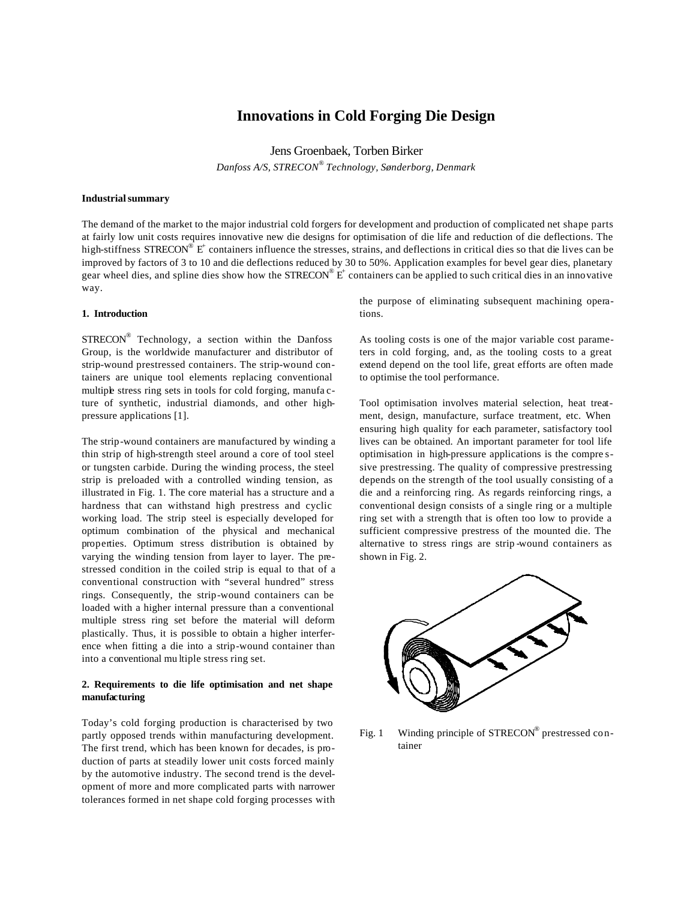# Innovations in Cold Forging Die Design

Jens Groenbaek, Torben Birker

*Danfoss A/S, STRECON® Technology, Sønderborg, Denmark*

**Industrial summary**

The demand of the market to the major industrial cold forgers for development and production of complicated net shape parts at fairly low unit costs requires innovative new die designs for optimisation of die life and reduction of die deflections. The high-stiffness STRECON® E+ containers influence the stresses, strains, and deflections in critical dies so that die lives can be improved by factors of 3 to 10 and die deflections reduced by 30 to 50%. Application examples for bevel gear dies, planetary gear wheel dies, and spline dies show how the STRECON® E+ containers can be applied to such critical dies in an innovative way.

## 1. Introduction

STRECON® Technology, a section within the Danfoss Group, is the worldwide manufacturer and distributor of strip-wound prestressed containers. The strip-wound containers are unique tool elements replacing conventional multiple stress ring sets in tools for cold forging, manufacture of synthetic, industrial diamonds, and other high-pressure applications [1].

The strip-wound containers are manufactured by winding a thin strip of high-strength steel around a core of tool steel or tungsten carbide. During the winding process, the steel strip is preloaded with a controlled winding tension, as illustrated in Fig. 1. The core material has a structure and a hardness that can withstand high prestress and cyclic working load. The strip steel is especially developed for optimum combination of the physical and mechanical properties. Optimum stress distribution is obtained by varying the winding tension from layer to layer. The prestressed condition in the coiled strip is equal to that of a conventional construction with "several hundred" stress rings. Consequently, the strip-wound containers can be loaded with a higher internal pressure than a conventional multiple stress ring set before the material will deform plastically. Thus, it is possible to obtain a higher interference when fitting a die into a strip-wound container than into a conventional multiple stress ring set.

## 2. Requirements to die life optimisation and net shape manufacturing

Today's cold forging production is characterised by two partly opposed trends within manufacturing development. The first trend, which has been known for decades, is production of parts at steadily lower unit costs forced mainly by the automotive industry. The second trend is the development of more and more complicated parts with narrower tolerances formed in net shape cold forging processes with the purpose of eliminating subsequent machining operations.

As tooling costs is one of the major variable cost parameters in cold forging, and, as the tooling costs to a great extend depend on the tool life, great efforts are often made to optimise the tool performance.

Tool optimisation involves material selection, heat treatment, design, manufacture, surface treatment, etc. When ensuring high quality for each parameter, satisfactory tool lives can be obtained. An important parameter for tool life optimisation in high-pressure applications is the compressive prestressing. The quality of compressive prestressing depends on the strength of the tool usually consisting of a die and a reinforcing ring. As regards reinforcing rings, a conventional design consists of a single ring or a multiple ring set with a strength that is often too low to provide a sufficient compressive prestress of the mounted die. The alternative to stress rings are strip-wound containers as shown in Fig. 2.

Fig. 1 Winding principle of STRECON® prestressed container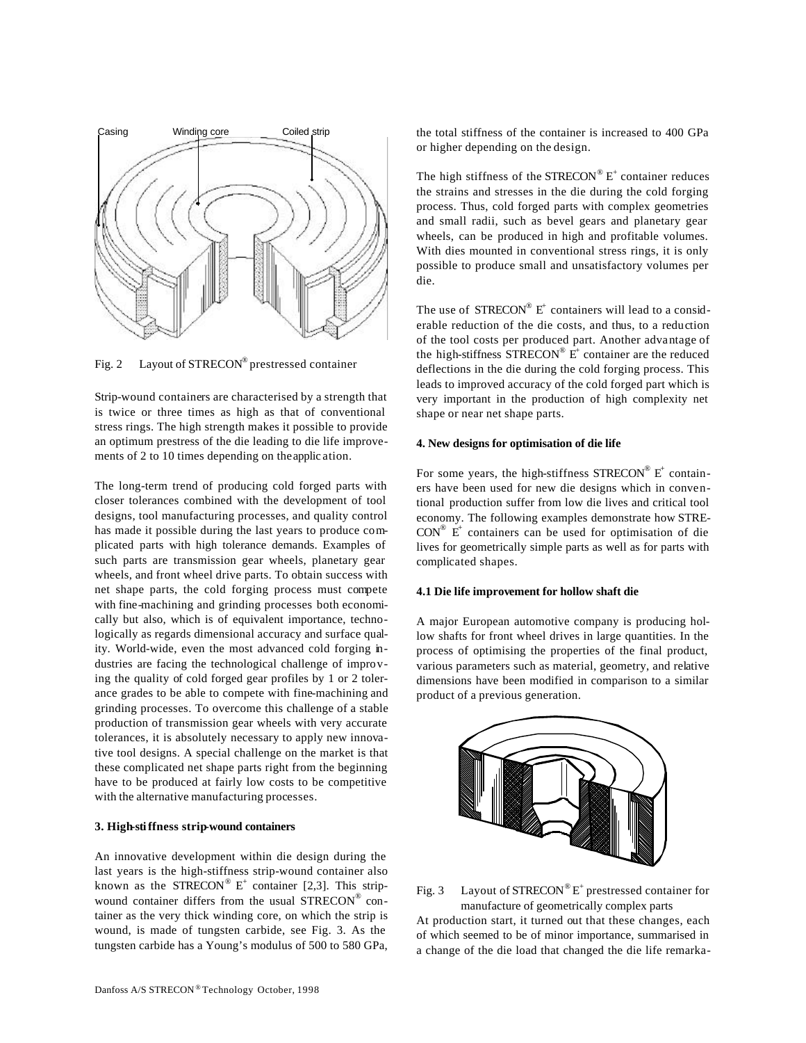Fig. 2 Layout of STRECON® prestressed container

Strip-wound containers are characterised by a strength that is twice or three times as high as that of conventional stress rings. The high strength makes it possible to provide an optimum prestress of the die leading to die life improvements of 2 to 10 times depending on the application.

The long-term trend of producing cold forged parts with closer tolerances combined with the development of tool designs, tool manufacturing processes, and quality control has made it possible during the last years to produce complicated parts with high tolerance demands. Examples of such parts are transmission gear wheels, planetary gear wheels, and front wheel drive parts. To obtain success with net shape parts, the cold forging process must compete with fine-machining and grinding processes both economically but also, which is of equivalent importance, technologically as regards dimensional accuracy and surface quality. World-wide, even the most advanced cold forging industries are facing the technological challenge of improving the quality of cold forged gear profiles by 1 or 2 tolerance grades to be able to compete with fine-machining and grinding processes. To overcome this challenge of a stable production of transmission gear wheels with very accurate tolerances, it is absolutely necessary to apply new innovative tool designs. A special challenge on the market is that these complicated net shape parts right from the beginning have to be produced at fairly low costs to be competitive with the alternative manufacturing processes.

### 3. High-stiffness strip-wound containers

An innovative development within die design during the last years is the high-stiffness strip-wound container also known as the STRECON® $E^+$ container [2,3]. This strip-wound container differs from the usual STRECON® container as the very thick winding core, on which the strip is wound, is made of tungsten carbide, see Fig. 3. As the tungsten carbide has a Young's modulus of 500 to 580 GPa, the total stiffness of the container is increased to 400 GPa or higher depending on the design.

The high stiffness of the STRECON® $E^+$ container reduces the strains and stresses in the die during the cold forging process. Thus, cold forged parts with complex geometries and small radii, such as bevel gears and planetary gear wheels, can be produced in high and profitable volumes. With dies mounted in conventional stress rings, it is only possible to produce small and unsatisfactory volumes per die.

The use of STRECON® $E^+$ containers will lead to a considerable reduction of the die costs, and thus, to a reduction of the tool costs per produced part. Another advantage of the high-stiffness STRECON® $E^+$ container are the reduced deflections in the die during the cold forging process. This leads to improved accuracy of the cold forged part which is very important in the production of high complexity net shape or near net shape parts.

### 4. New designs for optimisation of die life

For some years, the high-stiffness STRECON® $E^+$ containers have been used for new die designs which in conventional production suffer from low die lives and critical tool economy. The following examples demonstrate how STRECON® $E^+$ containers can be used for optimisation of die lives for geometrically simple parts as well as for parts with complicated shapes.

#### 4.1 Die life improvement for hollow shaft die

A major European automotive company is producing hollow shafts for front wheel drives in large quantities. In the process of optimising the properties of the final product, various parameters such as material, geometry, and relative dimensions have been modified in comparison to a similar product of a previous generation.

Fig. 3 Layout of STRECON® $E^+$ prestressed container for manufacture of geometrically complex parts

At production start, it turned out that these changes, each of which seemed to be of minor importance, summarised in a change of the die load that changed the die life remarka-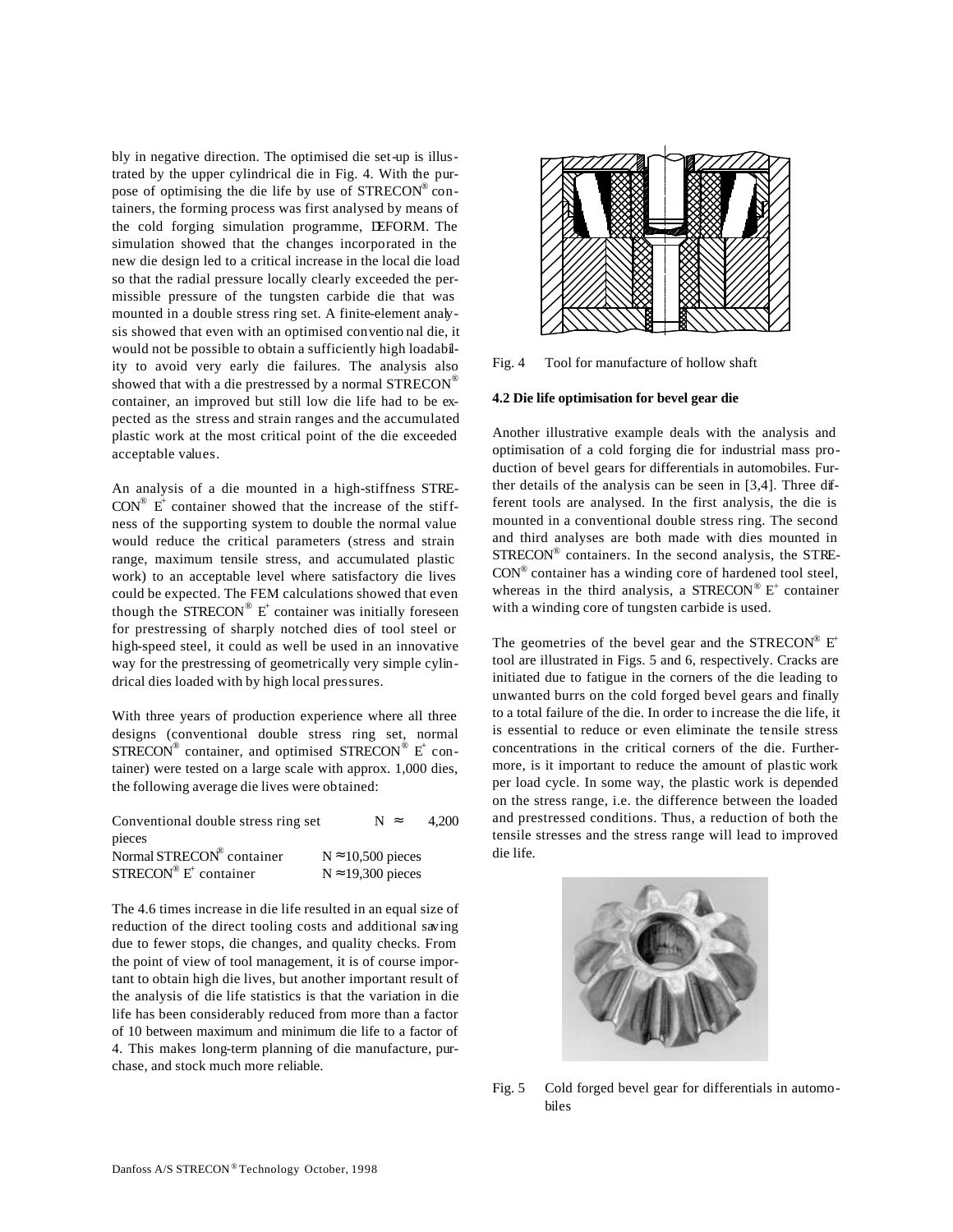bly in negative direction. The optimised die set-up is illustrated by the upper cylindrical die in Fig. 4. With the purpose of optimising the die life by use of STRECON® containers, the forming process was first analysed by means of the cold forging simulation programme, DEFORM. The simulation showed that the changes incorporated in the new die design led to a critical increase in the local die load so that the radial pressure locally clearly exceeded the permissible pressure of the tungsten carbide die that was mounted in a double stress ring set. A finite-element analysis showed that even with an optimised conventional die, it would not be possible to obtain a sufficiently high loadability to avoid very early die failures. The analysis also showed that with a die prestressed by a normal STRECON® container, an improved but still low die life had to be expected as the stress and strain ranges and the accumulated plastic work at the most critical point of the die exceeded acceptable values.

An analysis of a die mounted in a high-stiffness STRECON® $E^+$ container showed that the increase of the stiffness of the supporting system to double the normal value would reduce the critical parameters (stress and strain range, maximum tensile stress, and accumulated plastic work) to an acceptable level where satisfactory die lives could be expected. The FEM calculations showed that even though the STRECON® $E^+$ container was initially foreseen for prestressing of sharply notched dies of tool steel or high-speed steel, it could as well be used in an innovative way for the prestressing of geometrically very simple cylindrical dies loaded with by high local pressures.

With three years of production experience where all three designs (conventional double stress ring set, normal STRECON® container, and optimised STRECON® $E^+$ container) were tested on a large scale with approx. 1,000 dies, the following average die lives were obtained:

| | |
|---|---|
| Conventional double stress ring set | $N \approx 4{,}200$ pieces |
| Normal STRECON® container | $N \approx 10{,}500$ pieces |
| STRECON® $E^+$ container | $N \approx 19{,}300$ pieces |

The 4.6 times increase in die life resulted in an equal size of reduction of the direct tooling costs and additional saving due to fewer stops, die changes, and quality checks. From the point of view of tool management, it is of course important to obtain high die lives, but another important result of the analysis of die life statistics is that the variation in die life has been considerably reduced from more than a factor of 10 between maximum and minimum die life to a factor of 4. This makes long-term planning of die manufacture, purchase, and stock much more reliable.

Fig. 4 Tool for manufacture of hollow shaft

### 4.2 Die life optimisation for bevel gear die

Another illustrative example deals with the analysis and optimisation of a cold forging die for industrial mass production of bevel gears for differentials in automobiles. Further details of the analysis can be seen in [3,4]. Three different tools are analysed. In the first analysis, the die is mounted in a conventional double stress ring. The second and third analyses are both made with dies mounted in STRECON® containers. In the second analysis, the STRECON® container has a winding core of hardened tool steel, whereas in the third analysis, a STRECON® $E^+$ container with a winding core of tungsten carbide is used.

The geometries of the bevel gear and the STRECON® $E^+$ tool are illustrated in Figs. 5 and 6, respectively. Cracks are initiated due to fatigue in the corners of the die leading to unwanted burrs on the cold forged bevel gears and finally to a total failure of the die. In order to increase the die life, it is essential to reduce or even eliminate the tensile stress concentrations in the critical corners of the die. Furthermore, is it important to reduce the amount of plastic work per load cycle. In some way, the plastic work is depended on the stress range, i.e. the difference between the loaded and prestressed conditions. Thus, a reduction of both the tensile stresses and the stress range will lead to improved die life.

Fig. 5 Cold forged bevel gear for differentials in automobiles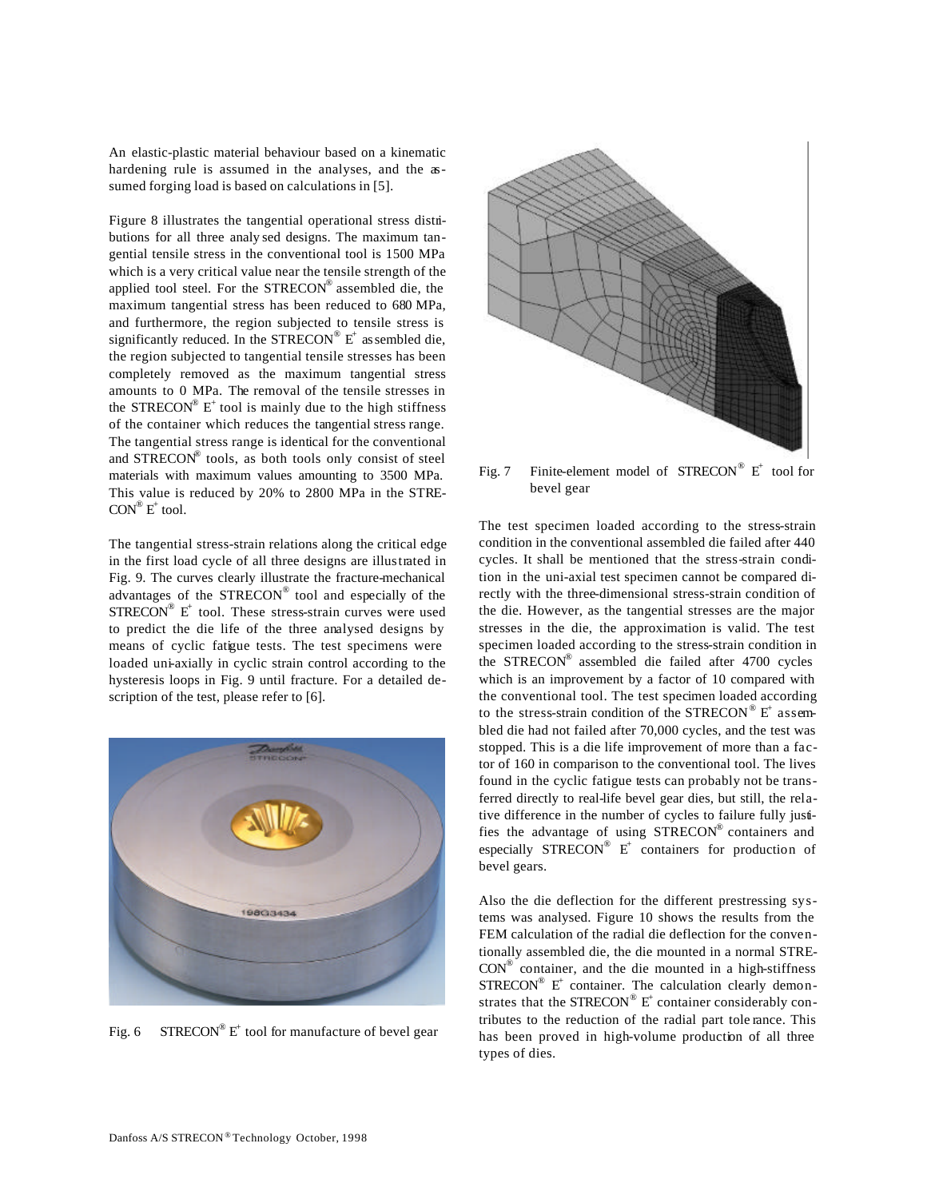An elastic-plastic material behaviour based on a kinematic hardening rule is assumed in the analyses, and the assumed forging load is based on calculations in [5].

Figure 8 illustrates the tangential operational stress distributions for all three analysed designs. The maximum tangential tensile stress in the conventional tool is 1500 MPa which is a very critical value near the tensile strength of the applied tool steel. For the STRECON® assembled die, the maximum tangential stress has been reduced to 680 MPa, and furthermore, the region subjected to tensile stress is significantly reduced. In the STRECON® E+ assembled die, the region subjected to tangential tensile stresses has been completely removed as the maximum tangential stress amounts to 0 MPa. The removal of the tensile stresses in the STRECON® E+ tool is mainly due to the high stiffness of the container which reduces the tangential stress range. The tangential stress range is identical for the conventional and STRECON® tools, as both tools only consist of steel materials with maximum values amounting to 3500 MPa. This value is reduced by 20% to 2800 MPa in the STRECON® E+ tool.

The tangential stress-strain relations along the critical edge in the first load cycle of all three designs are illustrated in Fig. 9. The curves clearly illustrate the fracture-mechanical advantages of the STRECON® tool and especially of the STRECON® E+ tool. These stress-strain curves were used to predict the die life of the three analysed designs by means of cyclic fatigue tests. The test specimens were loaded uni-axially in cyclic strain control according to the hysteresis loops in Fig. 9 until fracture. For a detailed description of the test, please refer to [6].

Fig. 6 STRECON® E+ tool for manufacture of bevel gear

Fig. 7 Finite-element model of STRECON® E+ tool for bevel gear

The test specimen loaded according to the stress-strain condition in the conventional assembled die failed after 440 cycles. It shall be mentioned that the stress-strain condition in the uni-axial test specimen cannot be compared directly with the three-dimensional stress-strain condition of the die. However, as the tangential stresses are the major stresses in the die, the approximation is valid. The test specimen loaded according to the stress-strain condition in the STRECON® assembled die failed after 4700 cycles which is an improvement by a factor of 10 compared with the conventional tool. The test specimen loaded according to the stress-strain condition of the STRECON® E+ assembled die had not failed after 70,000 cycles, and the test was stopped. This is a die life improvement of more than a factor of 160 in comparison to the conventional tool. The lives found in the cyclic fatigue tests can probably not be transferred directly to real-life bevel gear dies, but still, the relative difference in the number of cycles to failure fully justifies the advantage of using STRECON® containers and especially STRECON® E+ containers for production of bevel gears.

Also the die deflection for the different prestressing systems was analysed. Figure 10 shows the results from the FEM calculation of the radial die deflection for the conventionally assembled die, the die mounted in a normal STRECON® container, and the die mounted in a high-stiffness STRECON® E+ container. The calculation clearly demonstrates that the STRECON® E+ container considerably contributes to the reduction of the radial part tolerance. This has been proved in high-volume production of all three types of dies.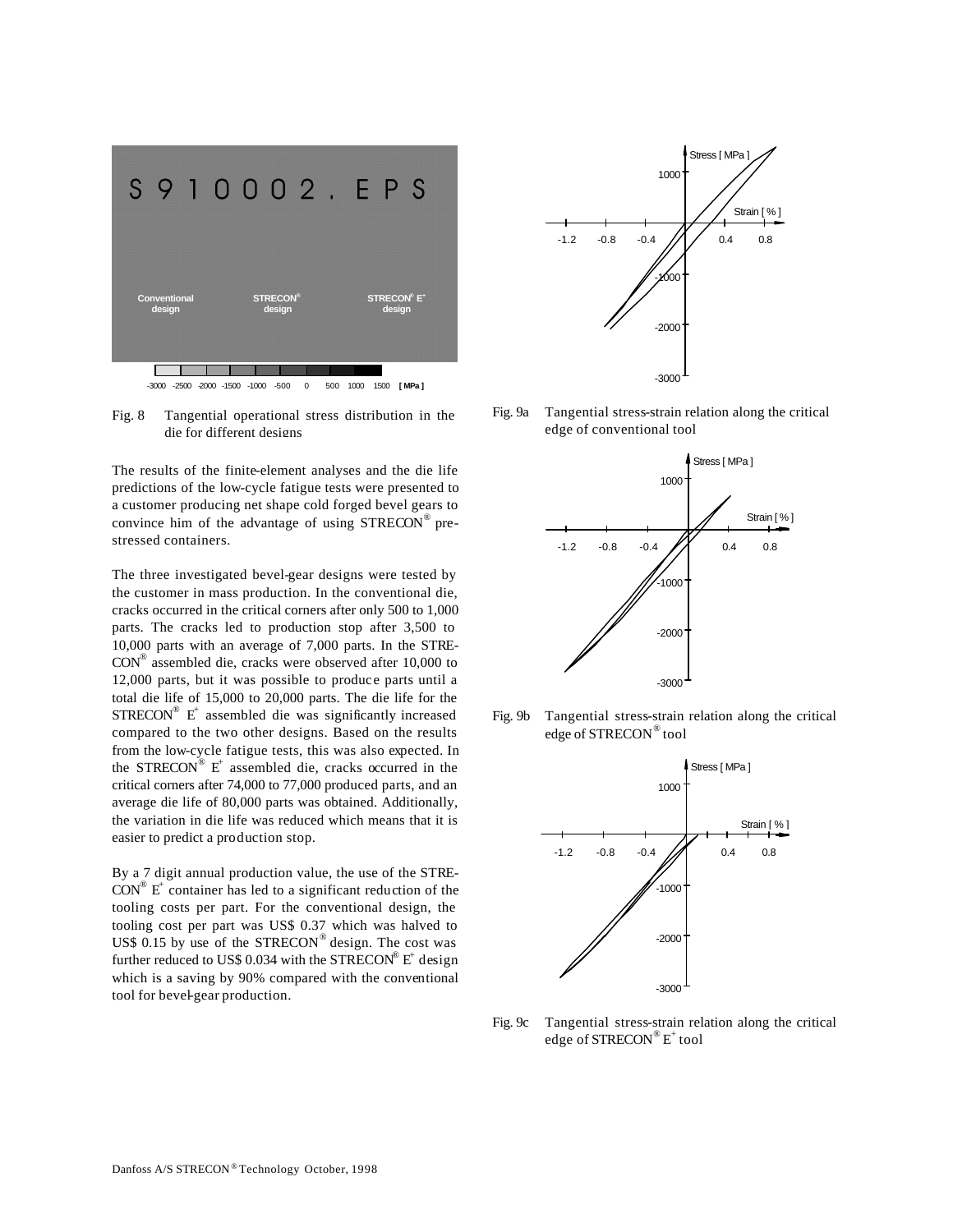Fig. 8 Tangential operational stress distribution in the die for different designs

The results of the finite-element analyses and the die life predictions of the low-cycle fatigue tests were presented to a customer producing net shape cold forged bevel gears to convince him of the advantage of using STRECON® pre-stressed containers.

The three investigated bevel-gear designs were tested by the customer in mass production. In the conventional die, cracks occurred in the critical corners after only 500 to 1,000 parts. The cracks led to production stop after 3,500 to 10,000 parts with an average of 7,000 parts. In the STRECON® assembled die, cracks were observed after 10,000 to 12,000 parts, but it was possible to produce parts until a total die life of 15,000 to 20,000 parts. The die life for the STRECON® E+ assembled die was significantly increased compared to the two other designs. Based on the results from the low-cycle fatigue tests, this was also expected. In the STRECON® E+ assembled die, cracks occurred in the critical corners after 74,000 to 77,000 produced parts, and an average die life of 80,000 parts was obtained. Additionally, the variation in die life was reduced which means that it is easier to predict a production stop.

By a 7 digit annual production value, the use of the STRECON® E+ container has led to a significant reduction of the tooling costs per part. For the conventional design, the tooling cost per part was US$ 0.37 which was halved to US$ 0.15 by use of the STRECON® design. The cost was further reduced to US$ 0.034 with the STRECON® E+ design which is a saving by 90% compared with the conventional tool for bevel-gear production.

Fig. 9a Tangential stress-strain relation along the critical edge of conventional tool

Fig. 9b Tangential stress-strain relation along the critical edge of STRECON® tool

Fig. 9c Tangential stress-strain relation along the critical edge of STRECON® E+ tool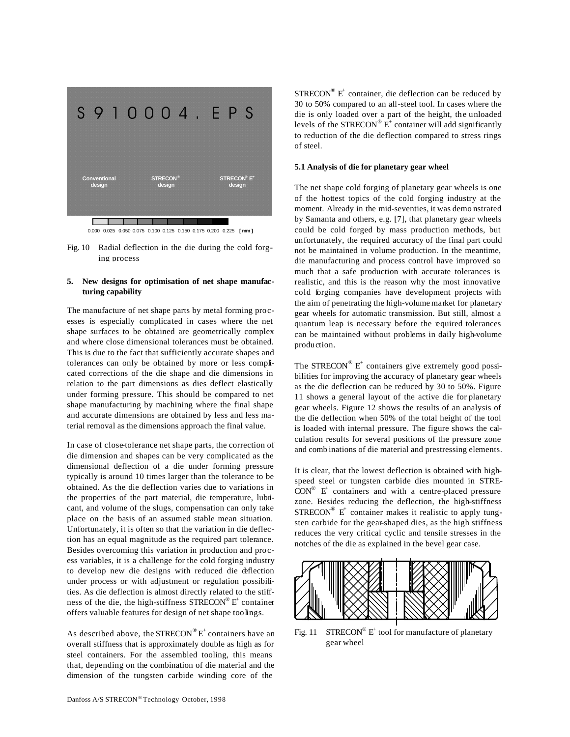Fig. 10 Radial deflection in the die during the cold forging process

## 5. New designs for optimisation of net shape manufacturing capability

The manufacture of net shape parts by metal forming processes is especially complicated in cases where the net shape surfaces to be obtained are geometrically complex and where close dimensional tolerances must be obtained. This is due to the fact that sufficiently accurate shapes and tolerances can only be obtained by more or less complicated corrections of the die shape and die dimensions in relation to the part dimensions as dies deflect elastically under forming pressure. This should be compared to net shape manufacturing by machining where the final shape and accurate dimensions are obtained by less and less material removal as the dimensions approach the final value.

In case of close-tolerance net shape parts, the correction of die dimension and shapes can be very complicated as the dimensional deflection of a die under forming pressure typically is around 10 times larger than the tolerance to be obtained. As the die deflection varies due to variations in the properties of the part material, die temperature, lubricant, and volume of the slugs, compensation can only take place on the basis of an assumed stable mean situation. Unfortunately, it is often so that the variation in die deflection has an equal magnitude as the required part tolerance. Besides overcoming this variation in production and process variables, it is a challenge for the cold forging industry to develop new die designs with reduced die deflection under process or with adjustment or regulation possibilities. As die deflection is almost directly related to the stiffness of the die, the high-stiffness STRECON® E+ container offers valuable features for design of net shape toolings.

As described above, the STRECON® E+ containers have an overall stiffness that is approximately double as high as for steel containers. For the assembled tooling, this means that, depending on the combination of die material and the dimension of the tungsten carbide winding core of the STRECON® E+ container, die deflection can be reduced by 30 to 50% compared to an all-steel tool. In cases where the die is only loaded over a part of the height, the unloaded levels of the STRECON® E+ container will add significantly to reduction of the die deflection compared to stress rings of steel.

### 5.1 Analysis of die for planetary gear wheel

The net shape cold forging of planetary gear wheels is one of the hottest topics of the cold forging industry at the moment. Already in the mid-seventies, it was demonstrated by Samanta and others, e.g. [7], that planetary gear wheels could be cold forged by mass production methods, but unfortunately, the required accuracy of the final part could not be maintained in volume production. In the meantime, die manufacturing and process control have improved so much that a safe production with accurate tolerances is realistic, and this is the reason why the most innovative cold forging companies have development projects with the aim of penetrating the high-volume market for planetary gear wheels for automatic transmission. But still, almost a quantum leap is necessary before the required tolerances can be maintained without problems in daily high-volume production.

The STRECON® E+ containers give extremely good possibilities for improving the accuracy of planetary gear wheels as the die deflection can be reduced by 30 to 50%. Figure 11 shows a general layout of the active die for planetary gear wheels. Figure 12 shows the results of an analysis of the die deflection when 50% of the total height of the tool is loaded with internal pressure. The figure shows the calculation results for several positions of the pressure zone and combinations of die material and prestressing elements.

It is clear, that the lowest deflection is obtained with high-speed steel or tungsten carbide dies mounted in STRECON® E+ containers and with a centre-placed pressure zone. Besides reducing the deflection, the high-stiffness STRECON® E+ container makes it realistic to apply tungsten carbide for the gear-shaped dies, as the high stiffness reduces the very critical cyclic and tensile stresses in the notches of the die as explained in the bevel gear case.

Fig. 11 STRECON® E+ tool for manufacture of planetary gear wheel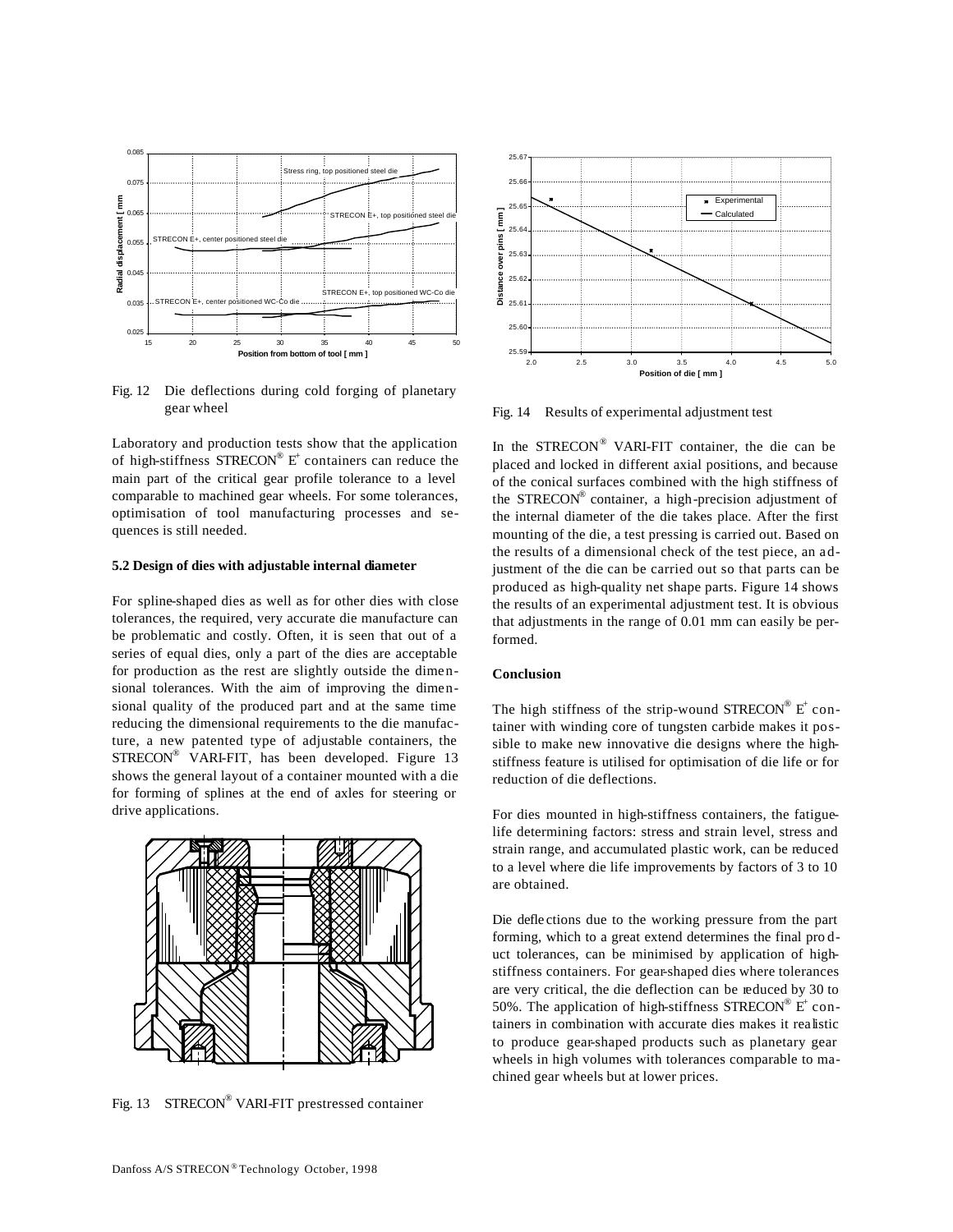Fig. 12 Die deflections during cold forging of planetary gear wheel

Laboratory and production tests show that the application of high-stiffness STRECON® E+ containers can reduce the main part of the critical gear profile tolerance to a level comparable to machined gear wheels. For some tolerances, optimisation of tool manufacturing processes and sequences is still needed.

### 5.2 Design of dies with adjustable internal diameter

For spline-shaped dies as well as for other dies with close tolerances, the required, very accurate die manufacture can be problematic and costly. Often, it is seen that out of a series of equal dies, only a part of the dies are acceptable for production as the rest are slightly outside the dimensional tolerances. With the aim of improving the dimensional quality of the produced part and at the same time reducing the dimensional requirements to the die manufacture, a new patented type of adjustable containers, the STRECON® VARI-FIT, has been developed. Figure 13 shows the general layout of a container mounted with a die for forming of splines at the end of axles for steering or drive applications.

Fig. 13 STRECON® VARI-FIT prestressed container

Fig. 14 Results of experimental adjustment test

In the STRECON® VARI-FIT container, the die can be placed and locked in different axial positions, and because of the conical surfaces combined with the high stiffness of the STRECON® container, a high-precision adjustment of the internal diameter of the die takes place. After the first mounting of the die, a test pressing is carried out. Based on the results of a dimensional check of the test piece, an adjustment of the die can be carried out so that parts can be produced as high-quality net shape parts. Figure 14 shows the results of an experimental adjustment test. It is obvious that adjustments in the range of 0.01 mm can easily be performed.

### Conclusion

The high stiffness of the strip-wound STRECON® E+ container with winding core of tungsten carbide makes it possible to make new innovative die designs where the high-stiffness feature is utilised for optimisation of die life or for reduction of die deflections.

For dies mounted in high-stiffness containers, the fatigue-life determining factors: stress and strain level, stress and strain range, and accumulated plastic work, can be reduced to a level where die life improvements by factors of 3 to 10 are obtained.

Die deflections due to the working pressure from the part forming, which to a great extend determines the final product tolerances, can be minimised by application of high-stiffness containers. For gear-shaped dies where tolerances are very critical, the die deflection can be reduced by 30 to 50%. The application of high-stiffness STRECON® E+ containers in combination with accurate dies makes it realistic to produce gear-shaped products such as planetary gear wheels in high volumes with tolerances comparable to machined gear wheels but at lower prices.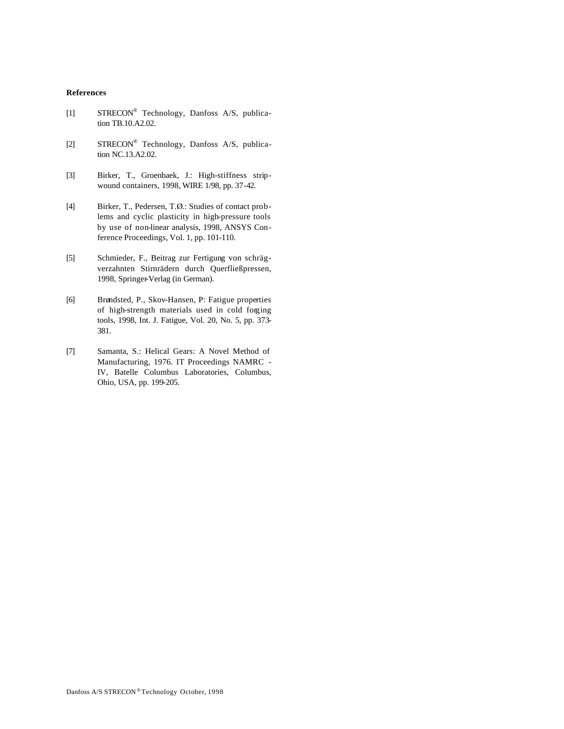**References**

[1] STRECON® Technology, Danfoss A/S, publication TB.10.A2.02.

[2] STRECON® Technology, Danfoss A/S, publication NC.13.A2.02.

[3] Birker, T., Groenbaek, J.: High-stiffness strip-wound containers, 1998, WIRE 1/98, pp. 37-42.

[4] Birker, T., Pedersen, T.Ø.: Studies of contact problems and cyclic plasticity in high-pressure tools by use of non-linear analysis, 1998, ANSYS Conference Proceedings, Vol. 1, pp. 101-110.

[5] Schmieder, F., Beitrag zur Fertigung von schrägverzahnten Stirnrädern durch Querfließpressen, 1998, Springer-Verlag (in German).

[6] Brøndsted, P., Skov-Hansen, P: Fatigue properties of high-strength materials used in cold forging tools, 1998, Int. J. Fatigue, Vol. 20, No. 5, pp. 373-381.

[7] Samanta, S.: Helical Gears: A Novel Method of Manufacturing, 1976. IT Proceedings NAMRC - IV, Batelle Columbus Laboratories, Columbus, Ohio, USA, pp. 199-205.